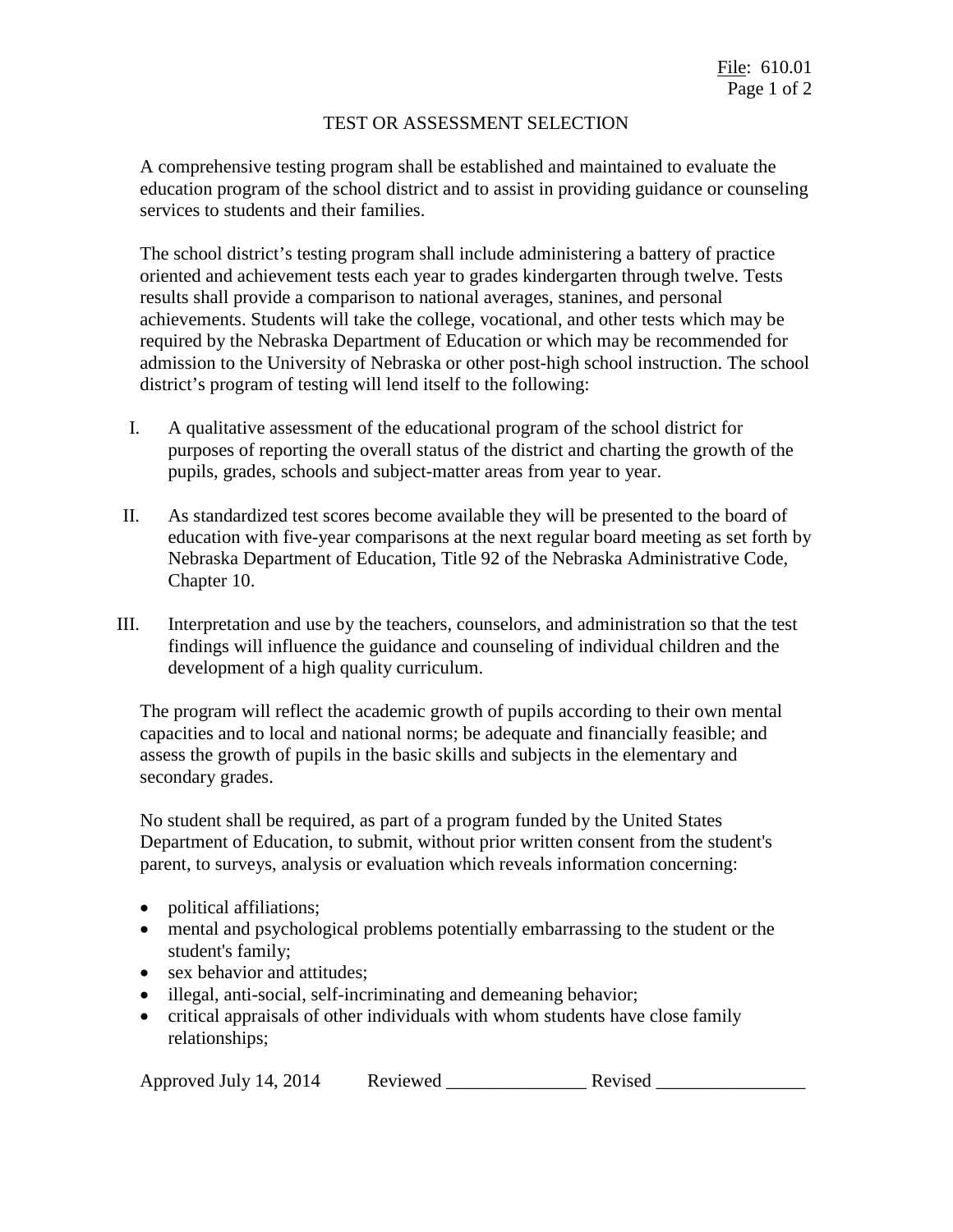File: 610.01

# TEST OR ASSESSMENT SELECTION

A comprehensive testing program shall be established and maintained to evaluate the education program of the school district and to assist in providing guidance or counseling services to students and their families.

The school district's testing program shall include administering a battery of practice oriented and achievement tests each year to grades kindergarten through twelve. Tests results shall provide a comparison to national averages, stanines, and personal achievements. Students will take the college, vocational, and other tests which may be required by the Nebraska Department of Education or which may be recommended for admission to the University of Nebraska or other post-high school instruction. The school district's program of testing will lend itself to the following:

I. A qualitative assessment of the educational program of the school district for purposes of reporting the overall status of the district and charting the growth of the pupils, grades, schools and subject-matter areas from year to year.

II. As standardized test scores become available they will be presented to the board of education with five-year comparisons at the next regular board meeting as set forth by Nebraska Department of Education, Title 92 of the Nebraska Administrative Code, Chapter 10.

III. Interpretation and use by the teachers, counselors, and administration so that the test findings will influence the guidance and counseling of individual children and the development of a high quality curriculum.

The program will reflect the academic growth of pupils according to their own mental capacities and to local and national norms; be adequate and financially feasible; and assess the growth of pupils in the basic skills and subjects in the elementary and secondary grades.

No student shall be required, as part of a program funded by the United States Department of Education, to submit, without prior written consent from the student's parent, to surveys, analysis or evaluation which reveals information concerning:

- political affiliations;
- mental and psychological problems potentially embarrassing to the student or the student's family;
- sex behavior and attitudes;
- illegal, anti-social, self-incriminating and demeaning behavior;
- critical appraisals of other individuals with whom students have close family relationships;

Approved July 14, 2014 Reviewed _______________ Revised ________________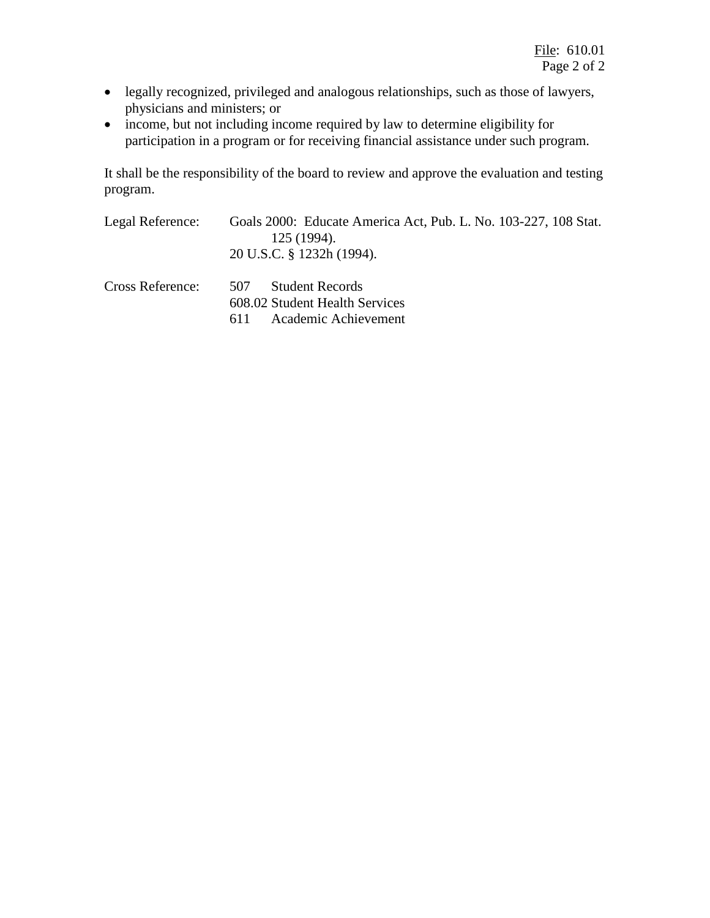- legally recognized, privileged and analogous relationships, such as those of lawyers, physicians and ministers; or
- income, but not including income required by law to determine eligibility for participation in a program or for receiving financial assistance under such program.

It shall be the responsibility of the board to review and approve the evaluation and testing program.

Legal Reference: Goals 2000: Educate America Act, Pub. L. No. 103-227, 108 Stat. 125 (1994).
20 U.S.C. § 1232h (1994).

Cross Reference: 507 Student Records
608.02 Student Health Services
611 Academic Achievement